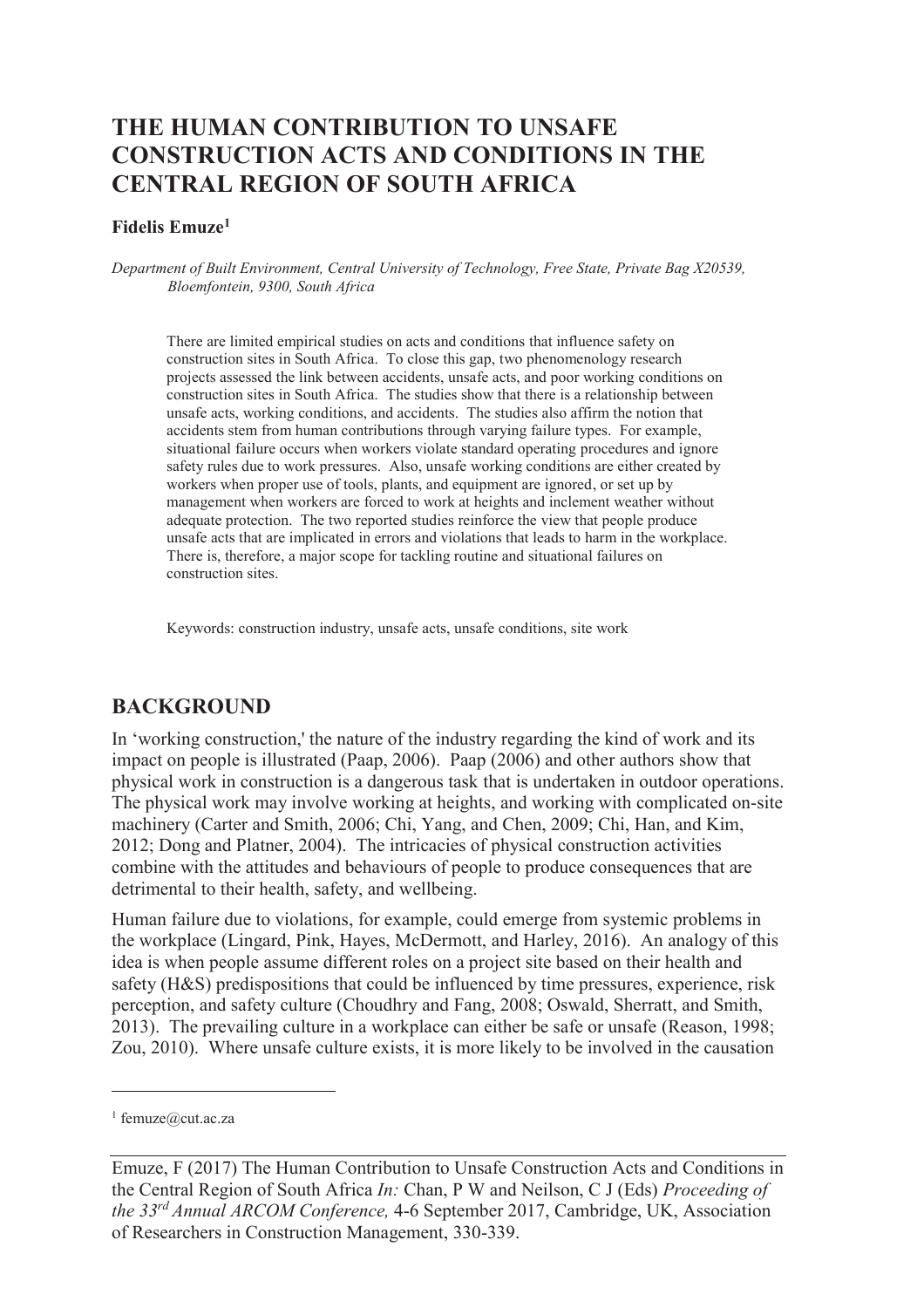# THE HUMAN CONTRIBUTION TO UNSAFE CONSTRUCTION ACTS AND CONDITIONS IN THE CENTRAL REGION OF SOUTH AFRICA

**Fidelis Emuze[1]**

*Department of Built Environment, Central University of Technology, Free State, Private Bag X20539, Bloemfontein, 9300, South Africa*

There are limited empirical studies on acts and conditions that influence safety on construction sites in South Africa. To close this gap, two phenomenology research projects assessed the link between accidents, unsafe acts, and poor working conditions on construction sites in South Africa. The studies show that there is a relationship between unsafe acts, working conditions, and accidents. The studies also affirm the notion that accidents stem from human contributions through varying failure types. For example, situational failure occurs when workers violate standard operating procedures and ignore safety rules due to work pressures. Also, unsafe working conditions are either created by workers when proper use of tools, plants, and equipment are ignored, or set up by management when workers are forced to work at heights and inclement weather without adequate protection. The two reported studies reinforce the view that people produce unsafe acts that are implicated in errors and violations that leads to harm in the workplace. There is, therefore, a major scope for tackling routine and situational failures on construction sites.

Keywords: construction industry, unsafe acts, unsafe conditions, site work

## BACKGROUND

In 'working construction,' the nature of the industry regarding the kind of work and its impact on people is illustrated (Paap, 2006). Paap (2006) and other authors show that physical work in construction is a dangerous task that is undertaken in outdoor operations. The physical work may involve working at heights, and working with complicated on-site machinery (Carter and Smith, 2006; Chi, Yang, and Chen, 2009; Chi, Han, and Kim, 2012; Dong and Platner, 2004). The intricacies of physical construction activities combine with the attitudes and behaviours of people to produce consequences that are detrimental to their health, safety, and wellbeing.

Human failure due to violations, for example, could emerge from systemic problems in the workplace (Lingard, Pink, Hayes, McDermott, and Harley, 2016). An analogy of this idea is when people assume different roles on a project site based on their health and safety (H&S) predispositions that could be influenced by time pressures, experience, risk perception, and safety culture (Choudhry and Fang, 2008; Oswald, Sherratt, and Smith, 2013). The prevailing culture in a workplace can either be safe or unsafe (Reason, 1998; Zou, 2010). Where unsafe culture exists, it is more likely to be involved in the causation

[1] femuze@cut.ac.za

Emuze, F (2017) The Human Contribution to Unsafe Construction Acts and Conditions in the Central Region of South Africa *In:* Chan, P W and Neilson, C J (Eds) *Proceeding of the 33rd Annual ARCOM Conference,* 4-6 September 2017, Cambridge, UK, Association of Researchers in Construction Management, 330-339.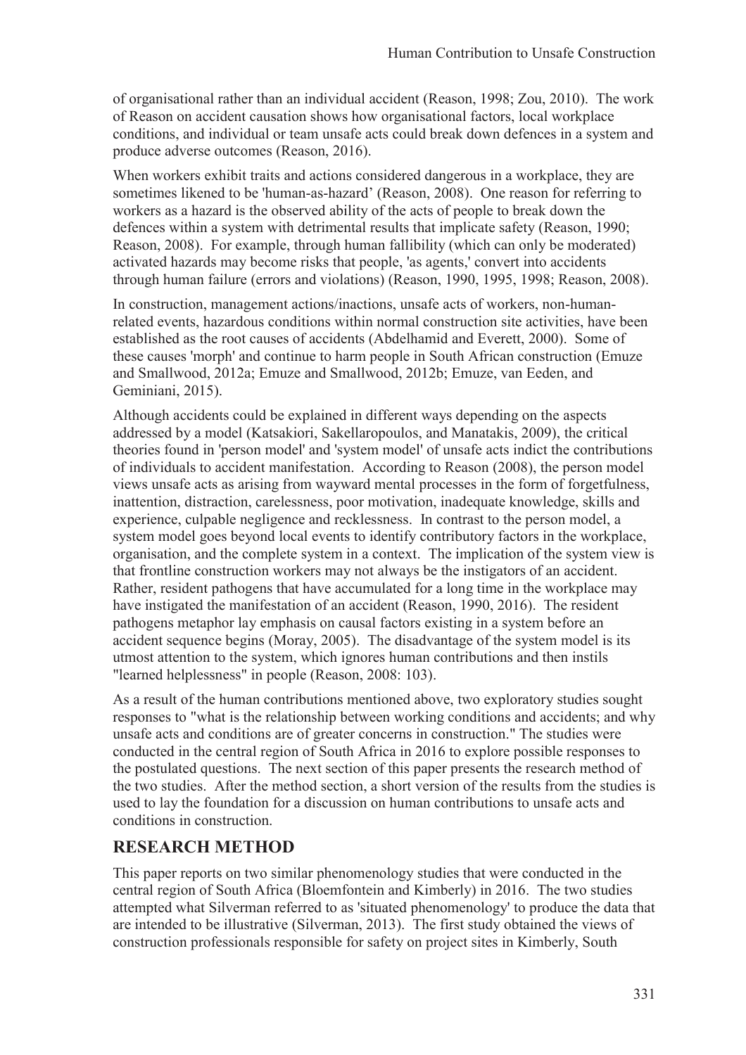of organisational rather than an individual accident (Reason, 1998; Zou, 2010). The work of Reason on accident causation shows how organisational factors, local workplace conditions, and individual or team unsafe acts could break down defences in a system and produce adverse outcomes (Reason, 2016).

When workers exhibit traits and actions considered dangerous in a workplace, they are sometimes likened to be 'human-as-hazard' (Reason, 2008). One reason for referring to workers as a hazard is the observed ability of the acts of people to break down the defences within a system with detrimental results that implicate safety (Reason, 1990; Reason, 2008). For example, through human fallibility (which can only be moderated) activated hazards may become risks that people, 'as agents,' convert into accidents through human failure (errors and violations) (Reason, 1990, 1995, 1998; Reason, 2008).

In construction, management actions/inactions, unsafe acts of workers, non-human-related events, hazardous conditions within normal construction site activities, have been established as the root causes of accidents (Abdelhamid and Everett, 2000). Some of these causes 'morph' and continue to harm people in South African construction (Emuze and Smallwood, 2012a; Emuze and Smallwood, 2012b; Emuze, van Eeden, and Geminiani, 2015).

Although accidents could be explained in different ways depending on the aspects addressed by a model (Katsakiori, Sakellaropoulos, and Manatakis, 2009), the critical theories found in 'person model' and 'system model' of unsafe acts indict the contributions of individuals to accident manifestation. According to Reason (2008), the person model views unsafe acts as arising from wayward mental processes in the form of forgetfulness, inattention, distraction, carelessness, poor motivation, inadequate knowledge, skills and experience, culpable negligence and recklessness. In contrast to the person model, a system model goes beyond local events to identify contributory factors in the workplace, organisation, and the complete system in a context. The implication of the system view is that frontline construction workers may not always be the instigators of an accident. Rather, resident pathogens that have accumulated for a long time in the workplace may have instigated the manifestation of an accident (Reason, 1990, 2016). The resident pathogens metaphor lay emphasis on causal factors existing in a system before an accident sequence begins (Moray, 2005). The disadvantage of the system model is its utmost attention to the system, which ignores human contributions and then instils "learned helplessness" in people (Reason, 2008: 103).

As a result of the human contributions mentioned above, two exploratory studies sought responses to "what is the relationship between working conditions and accidents; and why unsafe acts and conditions are of greater concerns in construction." The studies were conducted in the central region of South Africa in 2016 to explore possible responses to the postulated questions. The next section of this paper presents the research method of the two studies. After the method section, a short version of the results from the studies is used to lay the foundation for a discussion on human contributions to unsafe acts and conditions in construction.

## RESEARCH METHOD

This paper reports on two similar phenomenology studies that were conducted in the central region of South Africa (Bloemfontein and Kimberly) in 2016. The two studies attempted what Silverman referred to as 'situated phenomenology' to produce the data that are intended to be illustrative (Silverman, 2013). The first study obtained the views of construction professionals responsible for safety on project sites in Kimberly, South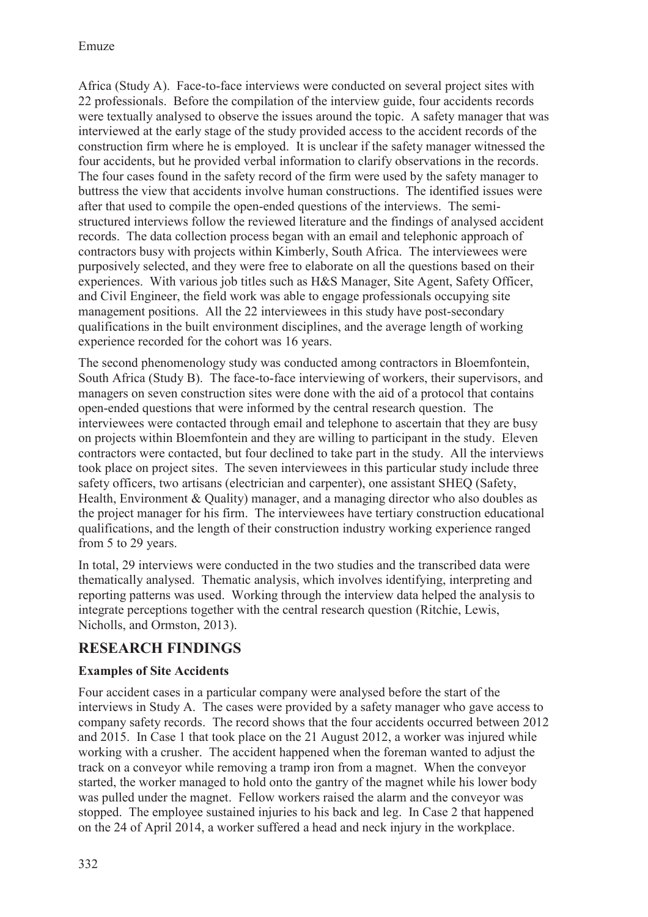Africa (Study A). Face-to-face interviews were conducted on several project sites with 22 professionals. Before the compilation of the interview guide, four accidents records were textually analysed to observe the issues around the topic. A safety manager that was interviewed at the early stage of the study provided access to the accident records of the construction firm where he is employed. It is unclear if the safety manager witnessed the four accidents, but he provided verbal information to clarify observations in the records. The four cases found in the safety record of the firm were used by the safety manager to buttress the view that accidents involve human constructions. The identified issues were after that used to compile the open-ended questions of the interviews. The semi-structured interviews follow the reviewed literature and the findings of analysed accident records. The data collection process began with an email and telephonic approach of contractors busy with projects within Kimberly, South Africa. The interviewees were purposively selected, and they were free to elaborate on all the questions based on their experiences. With various job titles such as H&S Manager, Site Agent, Safety Officer, and Civil Engineer, the field work was able to engage professionals occupying site management positions. All the 22 interviewees in this study have post-secondary qualifications in the built environment disciplines, and the average length of working experience recorded for the cohort was 16 years.

The second phenomenology study was conducted among contractors in Bloemfontein, South Africa (Study B). The face-to-face interviewing of workers, their supervisors, and managers on seven construction sites were done with the aid of a protocol that contains open-ended questions that were informed by the central research question. The interviewees were contacted through email and telephone to ascertain that they are busy on projects within Bloemfontein and they are willing to participant in the study. Eleven contractors were contacted, but four declined to take part in the study. All the interviews took place on project sites. The seven interviewees in this particular study include three safety officers, two artisans (electrician and carpenter), one assistant SHEQ (Safety, Health, Environment & Quality) manager, and a managing director who also doubles as the project manager for his firm. The interviewees have tertiary construction educational qualifications, and the length of their construction industry working experience ranged from 5 to 29 years.

In total, 29 interviews were conducted in the two studies and the transcribed data were thematically analysed. Thematic analysis, which involves identifying, interpreting and reporting patterns was used. Working through the interview data helped the analysis to integrate perceptions together with the central research question (Ritchie, Lewis, Nicholls, and Ormston, 2013).

## RESEARCH FINDINGS

### Examples of Site Accidents

Four accident cases in a particular company were analysed before the start of the interviews in Study A. The cases were provided by a safety manager who gave access to company safety records. The record shows that the four accidents occurred between 2012 and 2015. In Case 1 that took place on the 21 August 2012, a worker was injured while working with a crusher. The accident happened when the foreman wanted to adjust the track on a conveyor while removing a tramp iron from a magnet. When the conveyor started, the worker managed to hold onto the gantry of the magnet while his lower body was pulled under the magnet. Fellow workers raised the alarm and the conveyor was stopped. The employee sustained injuries to his back and leg. In Case 2 that happened on the 24 of April 2014, a worker suffered a head and neck injury in the workplace.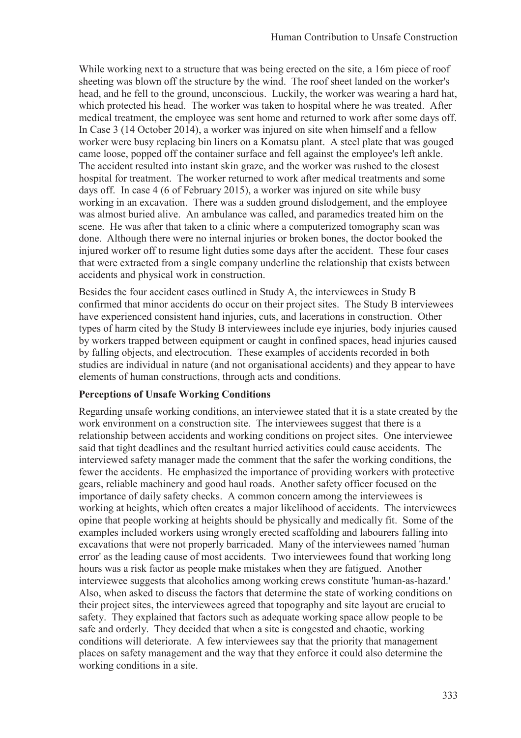While working next to a structure that was being erected on the site, a 16m piece of roof sheeting was blown off the structure by the wind. The roof sheet landed on the worker's head, and he fell to the ground, unconscious. Luckily, the worker was wearing a hard hat, which protected his head. The worker was taken to hospital where he was treated. After medical treatment, the employee was sent home and returned to work after some days off. In Case 3 (14 October 2014), a worker was injured on site when himself and a fellow worker were busy replacing bin liners on a Komatsu plant. A steel plate that was gouged came loose, popped off the container surface and fell against the employee's left ankle. The accident resulted into instant skin graze, and the worker was rushed to the closest hospital for treatment. The worker returned to work after medical treatments and some days off. In case 4 (6 of February 2015), a worker was injured on site while busy working in an excavation. There was a sudden ground dislodgement, and the employee was almost buried alive. An ambulance was called, and paramedics treated him on the scene. He was after that taken to a clinic where a computerized tomography scan was done. Although there were no internal injuries or broken bones, the doctor booked the injured worker off to resume light duties some days after the accident. These four cases that were extracted from a single company underline the relationship that exists between accidents and physical work in construction.

Besides the four accident cases outlined in Study A, the interviewees in Study B confirmed that minor accidents do occur on their project sites. The Study B interviewees have experienced consistent hand injuries, cuts, and lacerations in construction. Other types of harm cited by the Study B interviewees include eye injuries, body injuries caused by workers trapped between equipment or caught in confined spaces, head injuries caused by falling objects, and electrocution. These examples of accidents recorded in both studies are individual in nature (and not organisational accidents) and they appear to have elements of human constructions, through acts and conditions.

**Perceptions of Unsafe Working Conditions**

Regarding unsafe working conditions, an interviewee stated that it is a state created by the work environment on a construction site. The interviewees suggest that there is a relationship between accidents and working conditions on project sites. One interviewee said that tight deadlines and the resultant hurried activities could cause accidents. The interviewed safety manager made the comment that the safer the working conditions, the fewer the accidents. He emphasized the importance of providing workers with protective gears, reliable machinery and good haul roads. Another safety officer focused on the importance of daily safety checks. A common concern among the interviewees is working at heights, which often creates a major likelihood of accidents. The interviewees opine that people working at heights should be physically and medically fit. Some of the examples included workers using wrongly erected scaffolding and labourers falling into excavations that were not properly barricaded. Many of the interviewees named 'human error' as the leading cause of most accidents. Two interviewees found that working long hours was a risk factor as people make mistakes when they are fatigued. Another interviewee suggests that alcoholics among working crews constitute 'human-as-hazard.' Also, when asked to discuss the factors that determine the state of working conditions on their project sites, the interviewees agreed that topography and site layout are crucial to safety. They explained that factors such as adequate working space allow people to be safe and orderly. They decided that when a site is congested and chaotic, working conditions will deteriorate. A few interviewees say that the priority that management places on safety management and the way that they enforce it could also determine the working conditions in a site.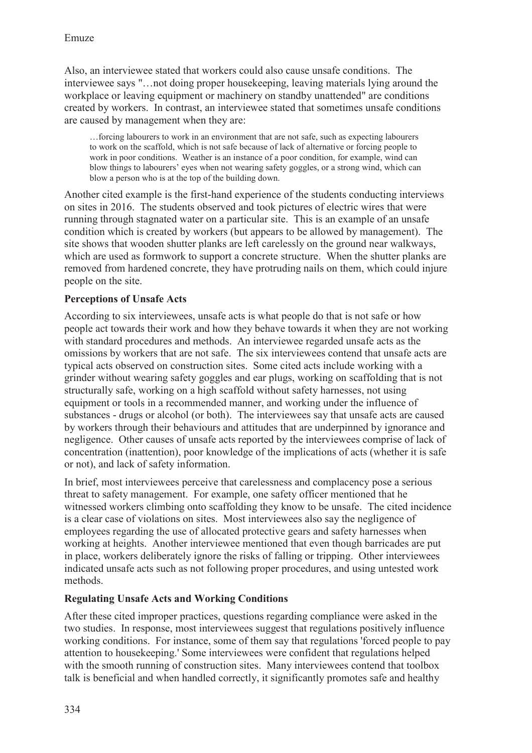Also, an interviewee stated that workers could also cause unsafe conditions. The interviewee says "…not doing proper housekeeping, leaving materials lying around the workplace or leaving equipment or machinery on standby unattended" are conditions created by workers. In contrast, an interviewee stated that sometimes unsafe conditions are caused by management when they are:

> …forcing labourers to work in an environment that are not safe, such as expecting labourers to work on the scaffold, which is not safe because of lack of alternative or forcing people to work in poor conditions. Weather is an instance of a poor condition, for example, wind can blow things to labourers' eyes when not wearing safety goggles, or a strong wind, which can blow a person who is at the top of the building down.

Another cited example is the first-hand experience of the students conducting interviews on sites in 2016. The students observed and took pictures of electric wires that were running through stagnated water on a particular site. This is an example of an unsafe condition which is created by workers (but appears to be allowed by management). The site shows that wooden shutter planks are left carelessly on the ground near walkways, which are used as formwork to support a concrete structure. When the shutter planks are removed from hardened concrete, they have protruding nails on them, which could injure people on the site.

### Perceptions of Unsafe Acts

According to six interviewees, unsafe acts is what people do that is not safe or how people act towards their work and how they behave towards it when they are not working with standard procedures and methods. An interviewee regarded unsafe acts as the omissions by workers that are not safe. The six interviewees contend that unsafe acts are typical acts observed on construction sites. Some cited acts include working with a grinder without wearing safety goggles and ear plugs, working on scaffolding that is not structurally safe, working on a high scaffold without safety harnesses, not using equipment or tools in a recommended manner, and working under the influence of substances - drugs or alcohol (or both). The interviewees say that unsafe acts are caused by workers through their behaviours and attitudes that are underpinned by ignorance and negligence. Other causes of unsafe acts reported by the interviewees comprise of lack of concentration (inattention), poor knowledge of the implications of acts (whether it is safe or not), and lack of safety information.

In brief, most interviewees perceive that carelessness and complacency pose a serious threat to safety management. For example, one safety officer mentioned that he witnessed workers climbing onto scaffolding they know to be unsafe. The cited incidence is a clear case of violations on sites. Most interviewees also say the negligence of employees regarding the use of allocated protective gears and safety harnesses when working at heights. Another interviewee mentioned that even though barricades are put in place, workers deliberately ignore the risks of falling or tripping. Other interviewees indicated unsafe acts such as not following proper procedures, and using untested work methods.

### Regulating Unsafe Acts and Working Conditions

After these cited improper practices, questions regarding compliance were asked in the two studies. In response, most interviewees suggest that regulations positively influence working conditions. For instance, some of them say that regulations 'forced people to pay attention to housekeeping.' Some interviewees were confident that regulations helped with the smooth running of construction sites. Many interviewees contend that toolbox talk is beneficial and when handled correctly, it significantly promotes safe and healthy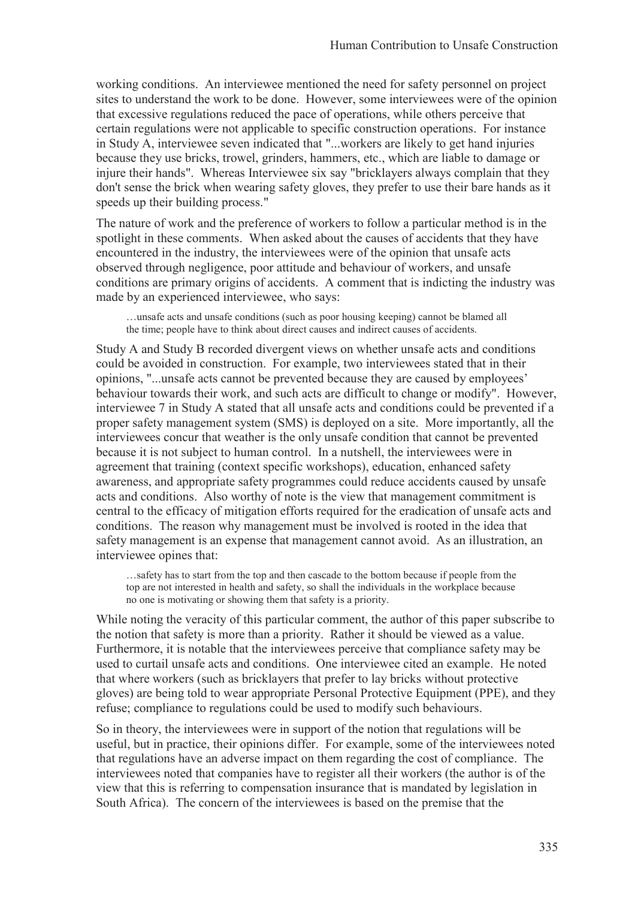working conditions. An interviewee mentioned the need for safety personnel on project sites to understand the work to be done. However, some interviewees were of the opinion that excessive regulations reduced the pace of operations, while others perceive that certain regulations were not applicable to specific construction operations. For instance in Study A, interviewee seven indicated that "...workers are likely to get hand injuries because they use bricks, trowel, grinders, hammers, etc., which are liable to damage or injure their hands". Whereas Interviewee six say "bricklayers always complain that they don't sense the brick when wearing safety gloves, they prefer to use their bare hands as it speeds up their building process."

The nature of work and the preference of workers to follow a particular method is in the spotlight in these comments. When asked about the causes of accidents that they have encountered in the industry, the interviewees were of the opinion that unsafe acts observed through negligence, poor attitude and behaviour of workers, and unsafe conditions are primary origins of accidents. A comment that is indicting the industry was made by an experienced interviewee, who says:

> …unsafe acts and unsafe conditions (such as poor housing keeping) cannot be blamed all the time; people have to think about direct causes and indirect causes of accidents.

Study A and Study B recorded divergent views on whether unsafe acts and conditions could be avoided in construction. For example, two interviewees stated that in their opinions, "...unsafe acts cannot be prevented because they are caused by employees' behaviour towards their work, and such acts are difficult to change or modify". However, interviewee 7 in Study A stated that all unsafe acts and conditions could be prevented if a proper safety management system (SMS) is deployed on a site. More importantly, all the interviewees concur that weather is the only unsafe condition that cannot be prevented because it is not subject to human control. In a nutshell, the interviewees were in agreement that training (context specific workshops), education, enhanced safety awareness, and appropriate safety programmes could reduce accidents caused by unsafe acts and conditions. Also worthy of note is the view that management commitment is central to the efficacy of mitigation efforts required for the eradication of unsafe acts and conditions. The reason why management must be involved is rooted in the idea that safety management is an expense that management cannot avoid. As an illustration, an interviewee opines that:

> …safety has to start from the top and then cascade to the bottom because if people from the top are not interested in health and safety, so shall the individuals in the workplace because no one is motivating or showing them that safety is a priority.

While noting the veracity of this particular comment, the author of this paper subscribe to the notion that safety is more than a priority. Rather it should be viewed as a value. Furthermore, it is notable that the interviewees perceive that compliance safety may be used to curtail unsafe acts and conditions. One interviewee cited an example. He noted that where workers (such as bricklayers that prefer to lay bricks without protective gloves) are being told to wear appropriate Personal Protective Equipment (PPE), and they refuse; compliance to regulations could be used to modify such behaviours.

So in theory, the interviewees were in support of the notion that regulations will be useful, but in practice, their opinions differ. For example, some of the interviewees noted that regulations have an adverse impact on them regarding the cost of compliance. The interviewees noted that companies have to register all their workers (the author is of the view that this is referring to compensation insurance that is mandated by legislation in South Africa). The concern of the interviewees is based on the premise that the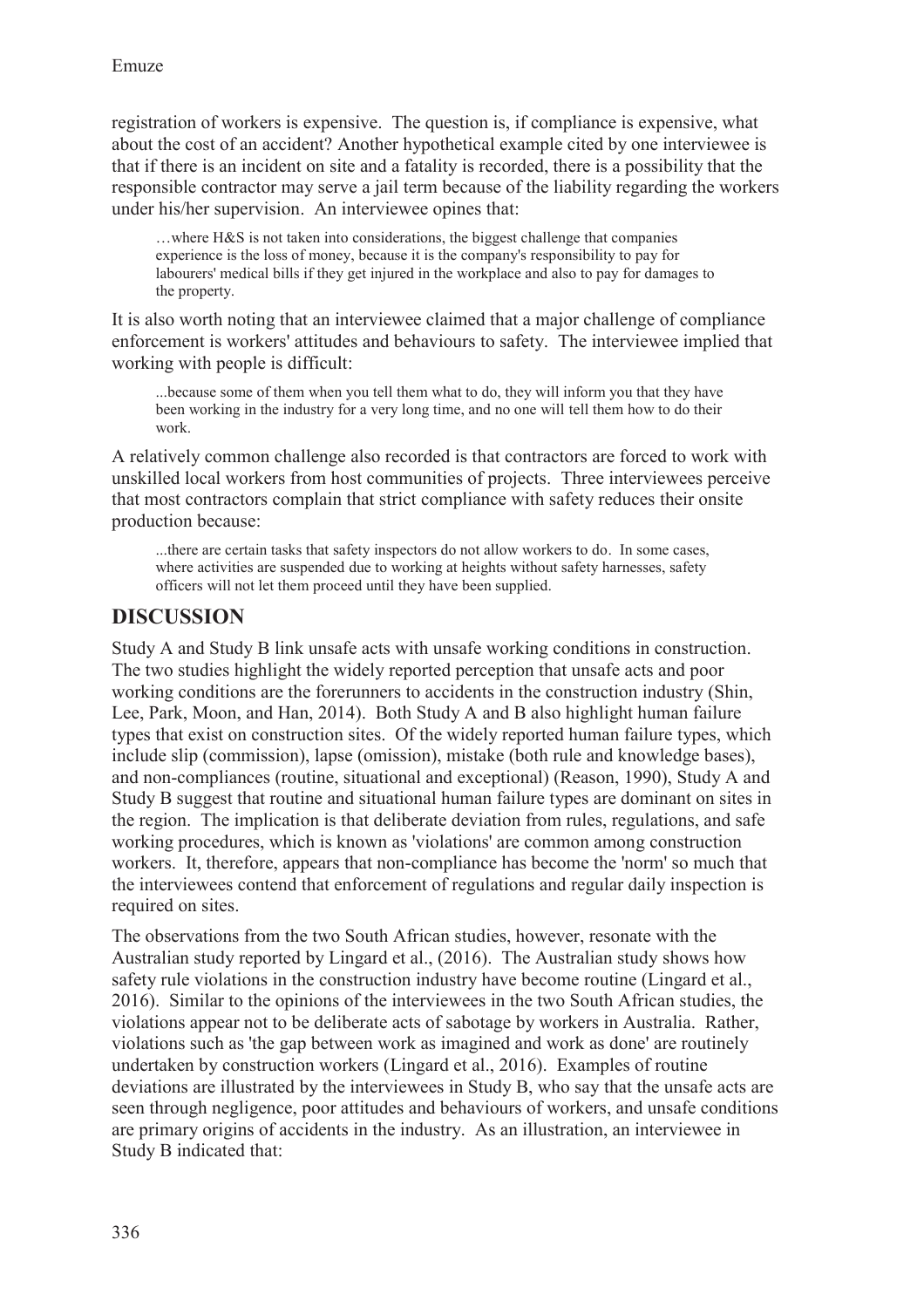registration of workers is expensive. The question is, if compliance is expensive, what about the cost of an accident? Another hypothetical example cited by one interviewee is that if there is an incident on site and a fatality is recorded, there is a possibility that the responsible contractor may serve a jail term because of the liability regarding the workers under his/her supervision. An interviewee opines that:

> …where H&S is not taken into considerations, the biggest challenge that companies experience is the loss of money, because it is the company's responsibility to pay for labourers' medical bills if they get injured in the workplace and also to pay for damages to the property.

It is also worth noting that an interviewee claimed that a major challenge of compliance enforcement is workers' attitudes and behaviours to safety. The interviewee implied that working with people is difficult:

> ...because some of them when you tell them what to do, they will inform you that they have been working in the industry for a very long time, and no one will tell them how to do their work.

A relatively common challenge also recorded is that contractors are forced to work with unskilled local workers from host communities of projects. Three interviewees perceive that most contractors complain that strict compliance with safety reduces their onsite production because:

> ...there are certain tasks that safety inspectors do not allow workers to do. In some cases, where activities are suspended due to working at heights without safety harnesses, safety officers will not let them proceed until they have been supplied.

## DISCUSSION

Study A and Study B link unsafe acts with unsafe working conditions in construction. The two studies highlight the widely reported perception that unsafe acts and poor working conditions are the forerunners to accidents in the construction industry (Shin, Lee, Park, Moon, and Han, 2014). Both Study A and B also highlight human failure types that exist on construction sites. Of the widely reported human failure types, which include slip (commission), lapse (omission), mistake (both rule and knowledge bases), and non-compliances (routine, situational and exceptional) (Reason, 1990), Study A and Study B suggest that routine and situational human failure types are dominant on sites in the region. The implication is that deliberate deviation from rules, regulations, and safe working procedures, which is known as 'violations' are common among construction workers. It, therefore, appears that non-compliance has become the 'norm' so much that the interviewees contend that enforcement of regulations and regular daily inspection is required on sites.

The observations from the two South African studies, however, resonate with the Australian study reported by Lingard et al., (2016). The Australian study shows how safety rule violations in the construction industry have become routine (Lingard et al., 2016). Similar to the opinions of the interviewees in the two South African studies, the violations appear not to be deliberate acts of sabotage by workers in Australia. Rather, violations such as 'the gap between work as imagined and work as done' are routinely undertaken by construction workers (Lingard et al., 2016). Examples of routine deviations are illustrated by the interviewees in Study B, who say that the unsafe acts are seen through negligence, poor attitudes and behaviours of workers, and unsafe conditions are primary origins of accidents in the industry. As an illustration, an interviewee in Study B indicated that: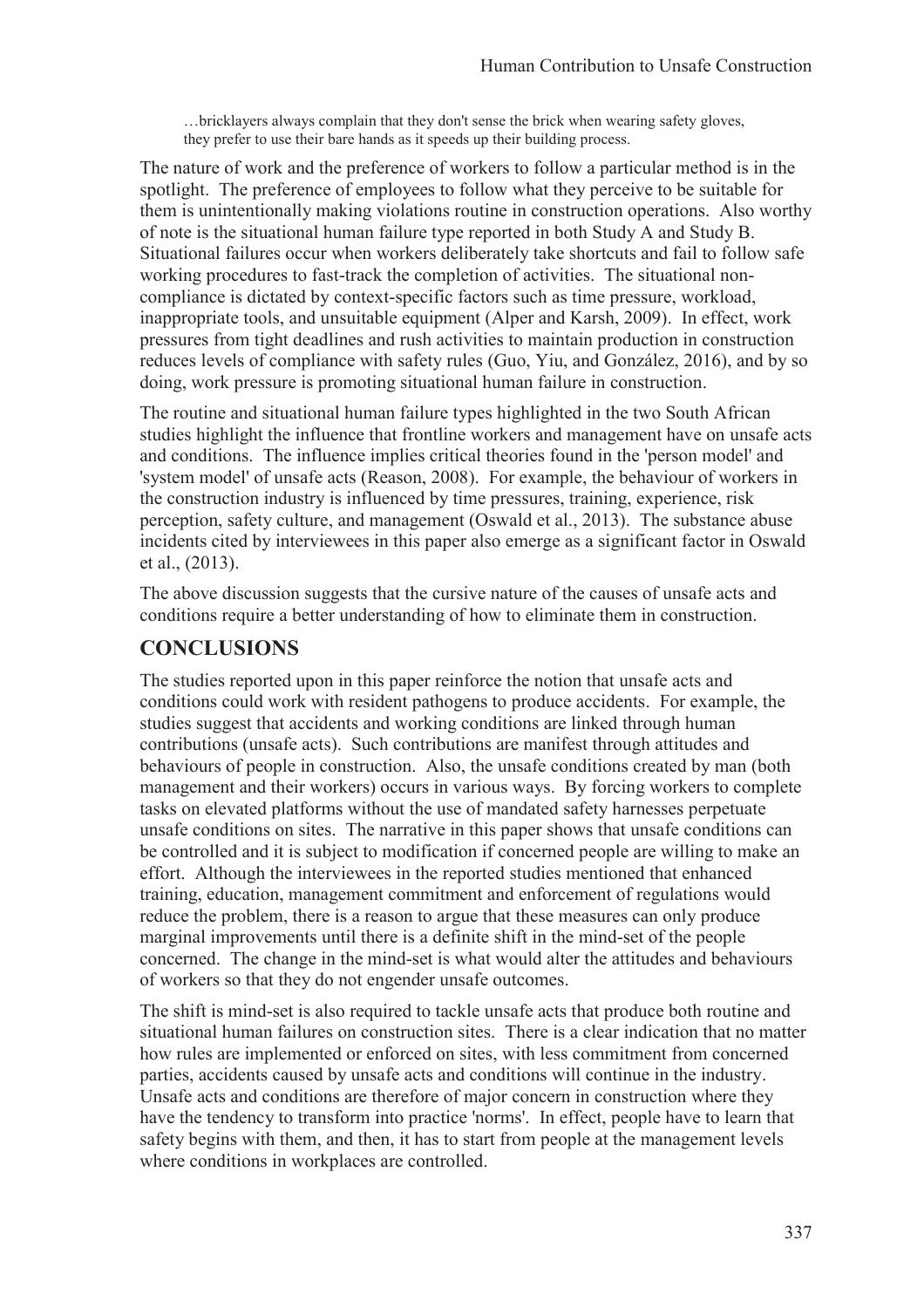> …bricklayers always complain that they don't sense the brick when wearing safety gloves, they prefer to use their bare hands as it speeds up their building process.

The nature of work and the preference of workers to follow a particular method is in the spotlight. The preference of employees to follow what they perceive to be suitable for them is unintentionally making violations routine in construction operations. Also worthy of note is the situational human failure type reported in both Study A and Study B. Situational failures occur when workers deliberately take shortcuts and fail to follow safe working procedures to fast-track the completion of activities. The situational non-compliance is dictated by context-specific factors such as time pressure, workload, inappropriate tools, and unsuitable equipment (Alper and Karsh, 2009). In effect, work pressures from tight deadlines and rush activities to maintain production in construction reduces levels of compliance with safety rules (Guo, Yiu, and González, 2016), and by so doing, work pressure is promoting situational human failure in construction.

The routine and situational human failure types highlighted in the two South African studies highlight the influence that frontline workers and management have on unsafe acts and conditions. The influence implies critical theories found in the 'person model' and 'system model' of unsafe acts (Reason, 2008). For example, the behaviour of workers in the construction industry is influenced by time pressures, training, experience, risk perception, safety culture, and management (Oswald et al., 2013). The substance abuse incidents cited by interviewees in this paper also emerge as a significant factor in Oswald et al., (2013).

The above discussion suggests that the cursive nature of the causes of unsafe acts and conditions require a better understanding of how to eliminate them in construction.

## CONCLUSIONS

The studies reported upon in this paper reinforce the notion that unsafe acts and conditions could work with resident pathogens to produce accidents. For example, the studies suggest that accidents and working conditions are linked through human contributions (unsafe acts). Such contributions are manifest through attitudes and behaviours of people in construction. Also, the unsafe conditions created by man (both management and their workers) occurs in various ways. By forcing workers to complete tasks on elevated platforms without the use of mandated safety harnesses perpetuate unsafe conditions on sites. The narrative in this paper shows that unsafe conditions can be controlled and it is subject to modification if concerned people are willing to make an effort. Although the interviewees in the reported studies mentioned that enhanced training, education, management commitment and enforcement of regulations would reduce the problem, there is a reason to argue that these measures can only produce marginal improvements until there is a definite shift in the mind-set of the people concerned. The change in the mind-set is what would alter the attitudes and behaviours of workers so that they do not engender unsafe outcomes.

The shift is mind-set is also required to tackle unsafe acts that produce both routine and situational human failures on construction sites. There is a clear indication that no matter how rules are implemented or enforced on sites, with less commitment from concerned parties, accidents caused by unsafe acts and conditions will continue in the industry. Unsafe acts and conditions are therefore of major concern in construction where they have the tendency to transform into practice 'norms'. In effect, people have to learn that safety begins with them, and then, it has to start from people at the management levels where conditions in workplaces are controlled.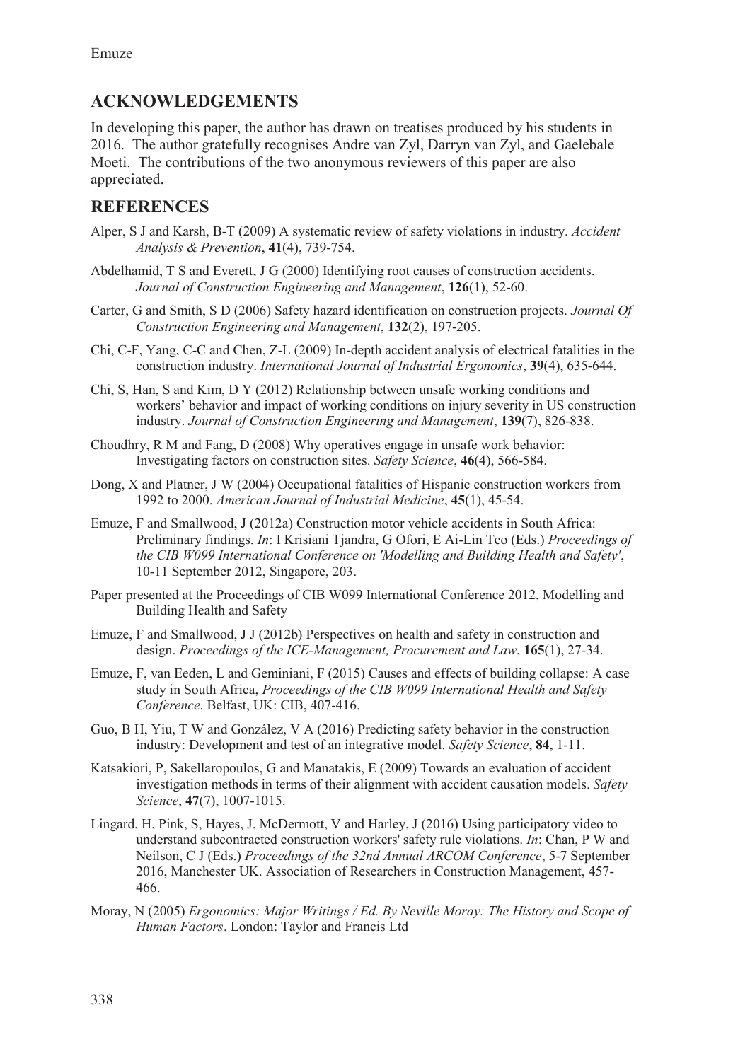## ACKNOWLEDGEMENTS

In developing this paper, the author has drawn on treatises produced by his students in 2016. The author gratefully recognises Andre van Zyl, Darryn van Zyl, and Gaelebale Moeti. The contributions of the two anonymous reviewers of this paper are also appreciated.

## REFERENCES

Alper, S J and Karsh, B-T (2009) A systematic review of safety violations in industry. *Accident Analysis & Prevention*, **41**(4), 739-754.

Abdelhamid, T S and Everett, J G (2000) Identifying root causes of construction accidents. *Journal of Construction Engineering and Management*, **126**(1), 52-60.

Carter, G and Smith, S D (2006) Safety hazard identification on construction projects. *Journal Of Construction Engineering and Management*, **132**(2), 197-205.

Chi, C-F, Yang, C-C and Chen, Z-L (2009) In-depth accident analysis of electrical fatalities in the construction industry. *International Journal of Industrial Ergonomics*, **39**(4), 635-644.

Chi, S, Han, S and Kim, D Y (2012) Relationship between unsafe working conditions and workers' behavior and impact of working conditions on injury severity in US construction industry. *Journal of Construction Engineering and Management*, **139**(7), 826-838.

Choudhry, R M and Fang, D (2008) Why operatives engage in unsafe work behavior: Investigating factors on construction sites. *Safety Science*, **46**(4), 566-584.

Dong, X and Platner, J W (2004) Occupational fatalities of Hispanic construction workers from 1992 to 2000. *American Journal of Industrial Medicine*, **45**(1), 45-54.

Emuze, F and Smallwood, J (2012a) Construction motor vehicle accidents in South Africa: Preliminary findings. *In*: I Krisiani Tjandra, G Ofori, E Ai-Lin Teo (Eds.) *Proceedings of the CIB W099 International Conference on 'Modelling and Building Health and Safety'*, 10-11 September 2012, Singapore, 203.

Paper presented at the Proceedings of CIB W099 International Conference 2012, Modelling and Building Health and Safety

Emuze, F and Smallwood, J J (2012b) Perspectives on health and safety in construction and design. *Proceedings of the ICE-Management, Procurement and Law*, **165**(1), 27-34.

Emuze, F, van Eeden, L and Geminiani, F (2015) Causes and effects of building collapse: A case study in South Africa, *Proceedings of the CIB W099 International Health and Safety Conference*. Belfast, UK: CIB, 407-416.

Guo, B H, Yiu, T W and González, V A (2016) Predicting safety behavior in the construction industry: Development and test of an integrative model. *Safety Science*, **84**, 1-11.

Katsakiori, P, Sakellaropoulos, G and Manatakis, E (2009) Towards an evaluation of accident investigation methods in terms of their alignment with accident causation models. *Safety Science*, **47**(7), 1007-1015.

Lingard, H, Pink, S, Hayes, J, McDermott, V and Harley, J (2016) Using participatory video to understand subcontracted construction workers' safety rule violations. *In*: Chan, P W and Neilson, C J (Eds.) *Proceedings of the 32nd Annual ARCOM Conference*, 5-7 September 2016, Manchester UK. Association of Researchers in Construction Management, 457-466.

Moray, N (2005) *Ergonomics: Major Writings / Ed. By Neville Moray: The History and Scope of Human Factors*. London: Taylor and Francis Ltd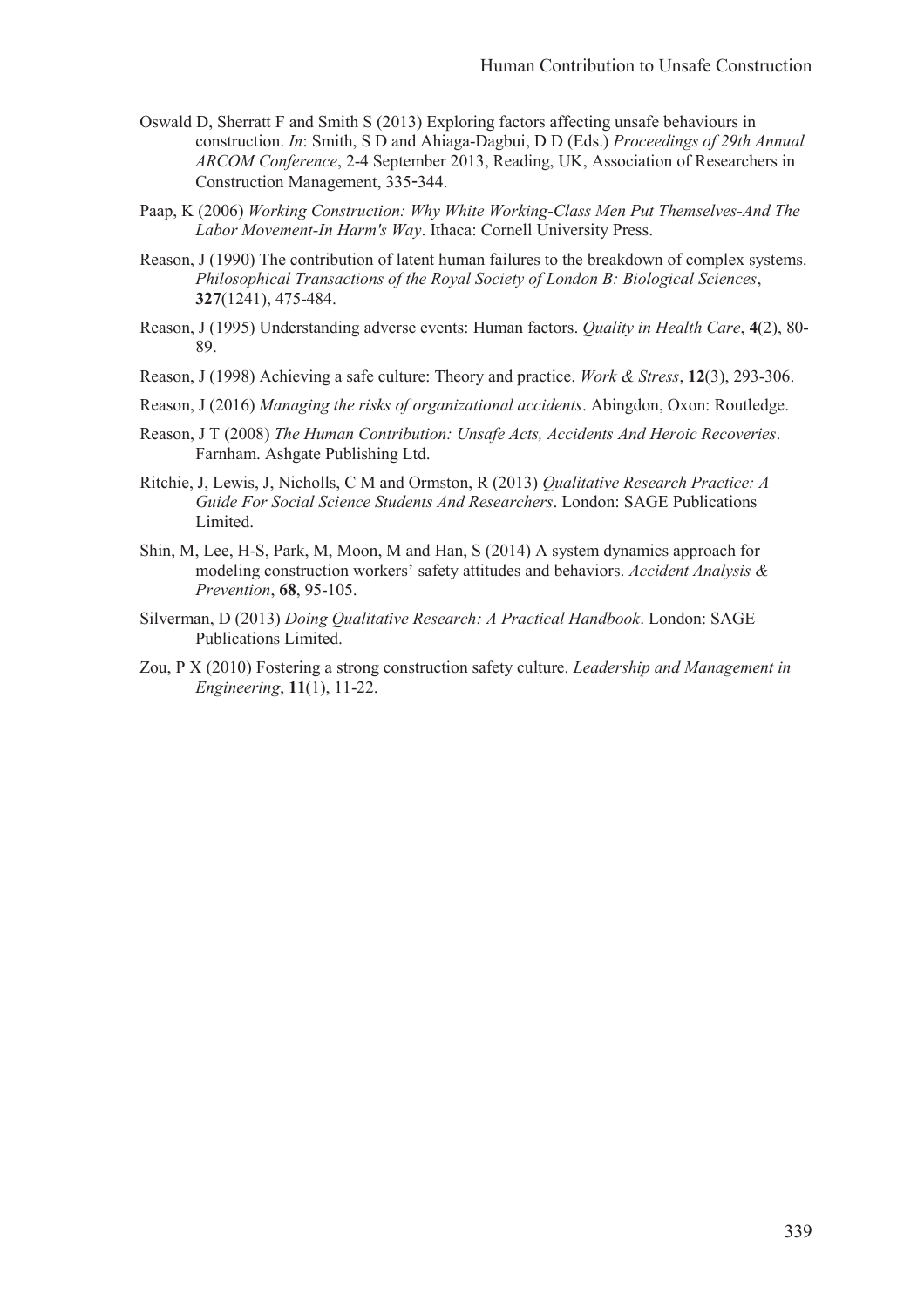Oswald D, Sherratt F and Smith S (2013) Exploring factors affecting unsafe behaviours in construction. *In*: Smith, S D and Ahiaga-Dagbui, D D (Eds.) *Proceedings of 29th Annual ARCOM Conference*, 2-4 September 2013, Reading, UK, Association of Researchers in Construction Management, 335-344.

Paap, K (2006) *Working Construction: Why White Working-Class Men Put Themselves-And The Labor Movement-In Harm's Way*. Ithaca: Cornell University Press.

Reason, J (1990) The contribution of latent human failures to the breakdown of complex systems. *Philosophical Transactions of the Royal Society of London B: Biological Sciences*, **327**(1241), 475-484.

Reason, J (1995) Understanding adverse events: Human factors. *Quality in Health Care*, **4**(2), 80-89.

Reason, J (1998) Achieving a safe culture: Theory and practice. *Work & Stress*, **12**(3), 293-306.

Reason, J (2016) *Managing the risks of organizational accidents*. Abingdon, Oxon: Routledge.

Reason, J T (2008) *The Human Contribution: Unsafe Acts, Accidents And Heroic Recoveries*. Farnham. Ashgate Publishing Ltd.

Ritchie, J, Lewis, J, Nicholls, C M and Ormston, R (2013) *Qualitative Research Practice: A Guide For Social Science Students And Researchers*. London: SAGE Publications Limited.

Shin, M, Lee, H-S, Park, M, Moon, M and Han, S (2014) A system dynamics approach for modeling construction workers' safety attitudes and behaviors. *Accident Analysis & Prevention*, **68**, 95-105.

Silverman, D (2013) *Doing Qualitative Research: A Practical Handbook*. London: SAGE Publications Limited.

Zou, P X (2010) Fostering a strong construction safety culture. *Leadership and Management in Engineering*, **11**(1), 11-22.